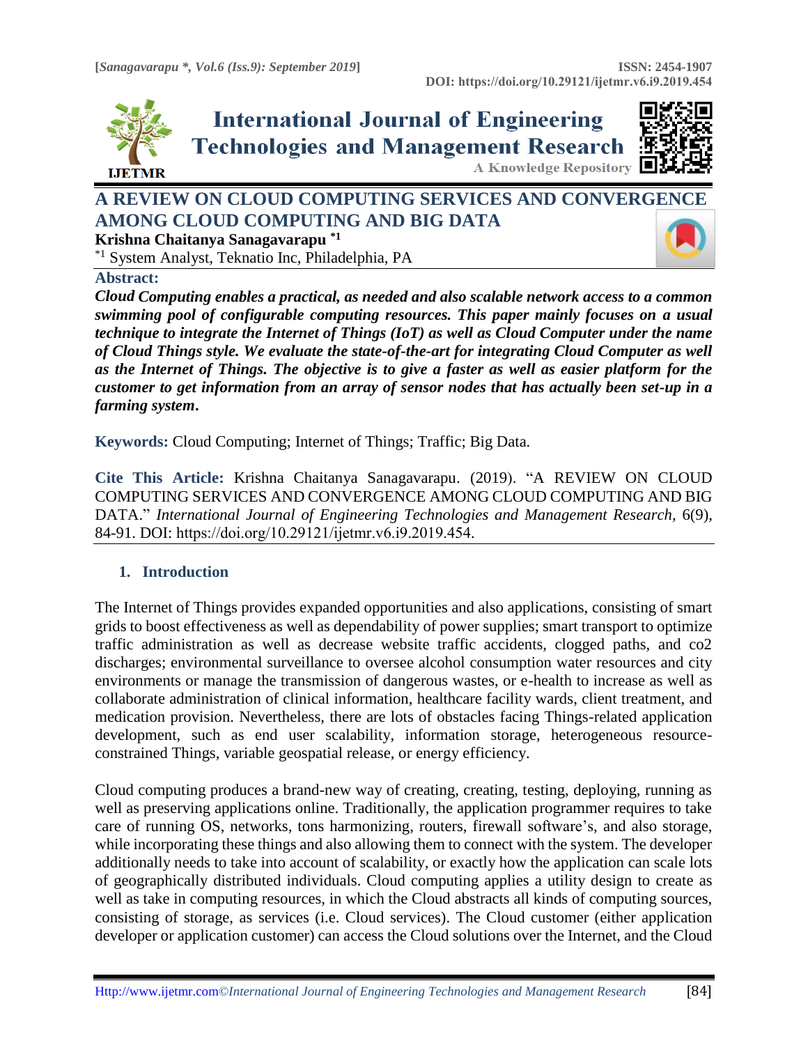# A REVIEW ON CLOUD COMPUTING SERVICES AND CONVERGENCE AMONG CLOUD COMPUTING AND BIG DATA

**Krishna Chaitanya Sanagavarapu** [*1]

[*1] System Analyst, Teknatio Inc, Philadelphia, PA

**Abstract:**

***Cloud Computing enables a practical, as needed and also scalable network access to a common swimming pool of configurable computing resources. This paper mainly focuses on a usual technique to integrate the Internet of Things (IoT) as well as Cloud Computer under the name of Cloud Things style. We evaluate the state-of-the-art for integrating Cloud Computer as well as the Internet of Things. The objective is to give a faster as well as easier platform for the customer to get information from an array of sensor nodes that has actually been set-up in a farming system.***

**Keywords:** Cloud Computing; Internet of Things; Traffic; Big Data.

**Cite This Article:** Krishna Chaitanya Sanagavarapu. (2019). "A REVIEW ON CLOUD COMPUTING SERVICES AND CONVERGENCE AMONG CLOUD COMPUTING AND BIG DATA." *International Journal of Engineering Technologies and Management Research,* 6(9), 84-91. DOI: https://doi.org/10.29121/ijetmr.v6.i9.2019.454.

## 1. Introduction

The Internet of Things provides expanded opportunities and also applications, consisting of smart grids to boost effectiveness as well as dependability of power supplies; smart transport to optimize traffic administration as well as decrease website traffic accidents, clogged paths, and co2 discharges; environmental surveillance to oversee alcohol consumption water resources and city environments or manage the transmission of dangerous wastes, or e-health to increase as well as collaborate administration of clinical information, healthcare facility wards, client treatment, and medication provision. Nevertheless, there are lots of obstacles facing Things-related application development, such as end user scalability, information storage, heterogeneous resource-constrained Things, variable geospatial release, or energy efficiency.

Cloud computing produces a brand-new way of creating, creating, testing, deploying, running as well as preserving applications online. Traditionally, the application programmer requires to take care of running OS, networks, tons harmonizing, routers, firewall software's, and also storage, while incorporating these things and also allowing them to connect with the system. The developer additionally needs to take into account of scalability, or exactly how the application can scale lots of geographically distributed individuals. Cloud computing applies a utility design to create as well as take in computing resources, in which the Cloud abstracts all kinds of computing sources, consisting of storage, as services (i.e. Cloud services). The Cloud customer (either application developer or application customer) can access the Cloud solutions over the Internet, and the Cloud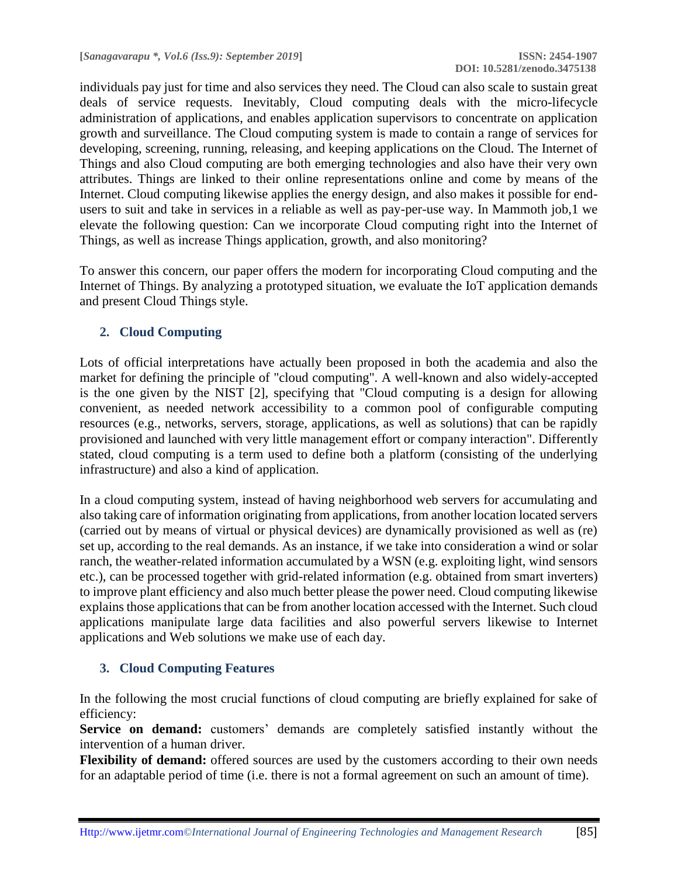individuals pay just for time and also services they need. The Cloud can also scale to sustain great deals of service requests. Inevitably, Cloud computing deals with the micro-lifecycle administration of applications, and enables application supervisors to concentrate on application growth and surveillance. The Cloud computing system is made to contain a range of services for developing, screening, running, releasing, and keeping applications on the Cloud. The Internet of Things and also Cloud computing are both emerging technologies and also have their very own attributes. Things are linked to their online representations online and come by means of the Internet. Cloud computing likewise applies the energy design, and also makes it possible for end-users to suit and take in services in a reliable as well as pay-per-use way. In Mammoth job,1 we elevate the following question: Can we incorporate Cloud computing right into the Internet of Things, as well as increase Things application, growth, and also monitoring?

To answer this concern, our paper offers the modern for incorporating Cloud computing and the Internet of Things. By analyzing a prototyped situation, we evaluate the IoT application demands and present Cloud Things style.

## 2. Cloud Computing

Lots of official interpretations have actually been proposed in both the academia and also the market for defining the principle of "cloud computing". A well-known and also widely-accepted is the one given by the NIST [2], specifying that "Cloud computing is a design for allowing convenient, as needed network accessibility to a common pool of configurable computing resources (e.g., networks, servers, storage, applications, as well as solutions) that can be rapidly provisioned and launched with very little management effort or company interaction". Differently stated, cloud computing is a term used to define both a platform (consisting of the underlying infrastructure) and also a kind of application.

In a cloud computing system, instead of having neighborhood web servers for accumulating and also taking care of information originating from applications, from another location located servers (carried out by means of virtual or physical devices) are dynamically provisioned as well as (re) set up, according to the real demands. As an instance, if we take into consideration a wind or solar ranch, the weather-related information accumulated by a WSN (e.g. exploiting light, wind sensors etc.), can be processed together with grid-related information (e.g. obtained from smart inverters) to improve plant efficiency and also much better please the power need. Cloud computing likewise explains those applications that can be from another location accessed with the Internet. Such cloud applications manipulate large data facilities and also powerful servers likewise to Internet applications and Web solutions we make use of each day.

## 3. Cloud Computing Features

In the following the most crucial functions of cloud computing are briefly explained for sake of efficiency:

**Service on demand:** customers' demands are completely satisfied instantly without the intervention of a human driver.

**Flexibility of demand:** offered sources are used by the customers according to their own needs for an adaptable period of time (i.e. there is not a formal agreement on such an amount of time).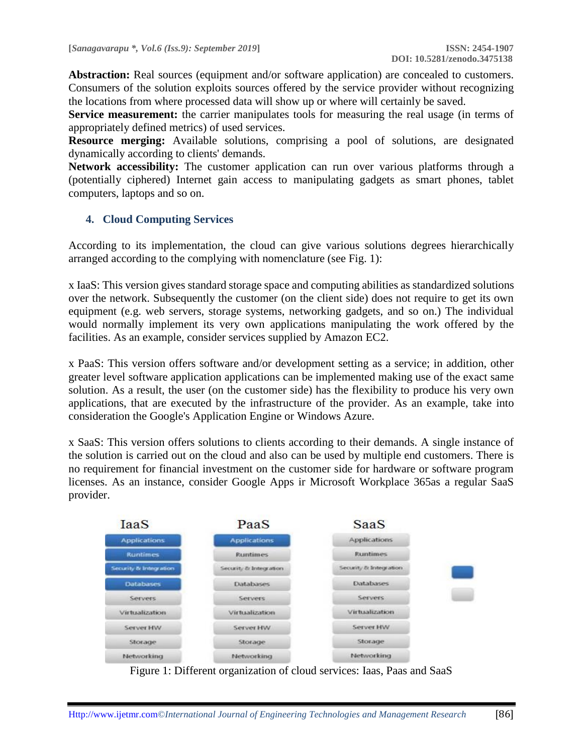**Abstraction:** Real sources (equipment and/or software application) are concealed to customers. Consumers of the solution exploits sources offered by the service provider without recognizing the locations from where processed data will show up or where will certainly be saved.

**Service measurement:** the carrier manipulates tools for measuring the real usage (in terms of appropriately defined metrics) of used services.

**Resource merging:** Available solutions, comprising a pool of solutions, are designated dynamically according to clients' demands.

**Network accessibility:** The customer application can run over various platforms through a (potentially ciphered) Internet gain access to manipulating gadgets as smart phones, tablet computers, laptops and so on.

## 4. Cloud Computing Services

According to its implementation, the cloud can give various solutions degrees hierarchically arranged according to the complying with nomenclature (see Fig. 1):

x IaaS: This version gives standard storage space and computing abilities as standardized solutions over the network. Subsequently the customer (on the client side) does not require to get its own equipment (e.g. web servers, storage systems, networking gadgets, and so on.) The individual would normally implement its very own applications manipulating the work offered by the facilities. As an example, consider services supplied by Amazon EC2.

x PaaS: This version offers software and/or development setting as a service; in addition, other greater level software application applications can be implemented making use of the exact same solution. As a result, the user (on the customer side) has the flexibility to produce his very own applications, that are executed by the infrastructure of the provider. As an example, take into consideration the Google's Application Engine or Windows Azure.

x SaaS: This version offers solutions to clients according to their demands. A single instance of the solution is carried out on the cloud and also can be used by multiple end customers. There is no requirement for financial investment on the customer side for hardware or software program licenses. As an instance, consider Google Apps ir Microsoft Workplace 365as a regular SaaS provider.

| IaaS | PaaS | SaaS |
|---|---|---|
| Applications | Applications | Applications |
| Runtimes | Runtimes | Runtimes |
| Security & Integration | Security & Integration | Security & Integration |
| Databases | Databases | Databases |
| Servers | Servers | Servers |
| Virtualization | Virtualization | Virtualization |
| Server HW | Server HW | Server HW |
| Storage | Storage | Storage |
| Networking | Networking | Networking |

Figure 1: Different organization of cloud services: Iaas, Paas and SaaS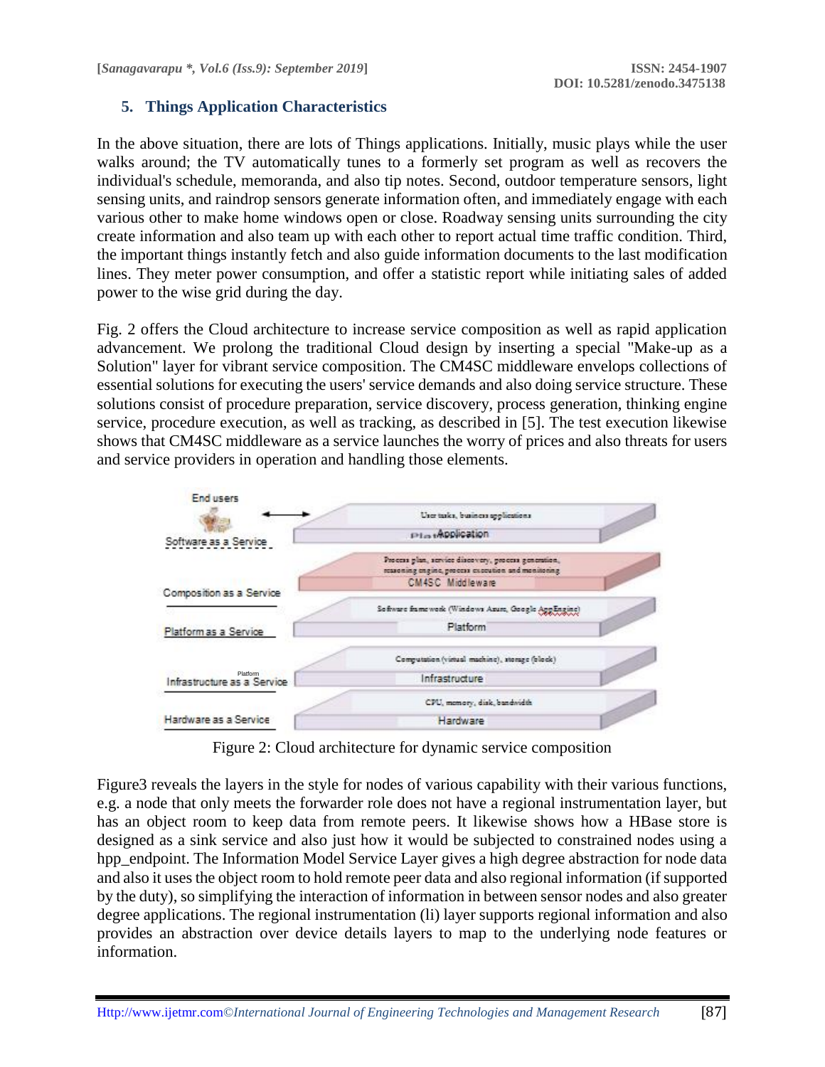## 5. Things Application Characteristics

In the above situation, there are lots of Things applications. Initially, music plays while the user walks around; the TV automatically tunes to a formerly set program as well as recovers the individual's schedule, memoranda, and also tip notes. Second, outdoor temperature sensors, light sensing units, and raindrop sensors generate information often, and immediately engage with each various other to make home windows open or close. Roadway sensing units surrounding the city create information and also team up with each other to report actual time traffic condition. Third, the important things instantly fetch and also guide information documents to the last modification lines. They meter power consumption, and offer a statistic report while initiating sales of added power to the wise grid during the day.

Fig. 2 offers the Cloud architecture to increase service composition as well as rapid application advancement. We prolong the traditional Cloud design by inserting a special "Make-up as a Solution" layer for vibrant service composition. The CM4SC middleware envelops collections of essential solutions for executing the users' service demands and also doing service structure. These solutions consist of procedure preparation, service discovery, process generation, thinking engine service, procedure execution, as well as tracking, as described in [5]. The test execution likewise shows that CM4SC middleware as a service launches the worry of prices and also threats for users and service providers in operation and handling those elements.

Figure 2: Cloud architecture for dynamic service composition

Figure3 reveals the layers in the style for nodes of various capability with their various functions, e.g. a node that only meets the forwarder role does not have a regional instrumentation layer, but has an object room to keep data from remote peers. It likewise shows how a HBase store is designed as a sink service and also just how it would be subjected to constrained nodes using a hpp_endpoint. The Information Model Service Layer gives a high degree abstraction for node data and also it uses the object room to hold remote peer data and also regional information (if supported by the duty), so simplifying the interaction of information in between sensor nodes and also greater degree applications. The regional instrumentation (li) layer supports regional information and also provides an abstraction over device details layers to map to the underlying node features or information.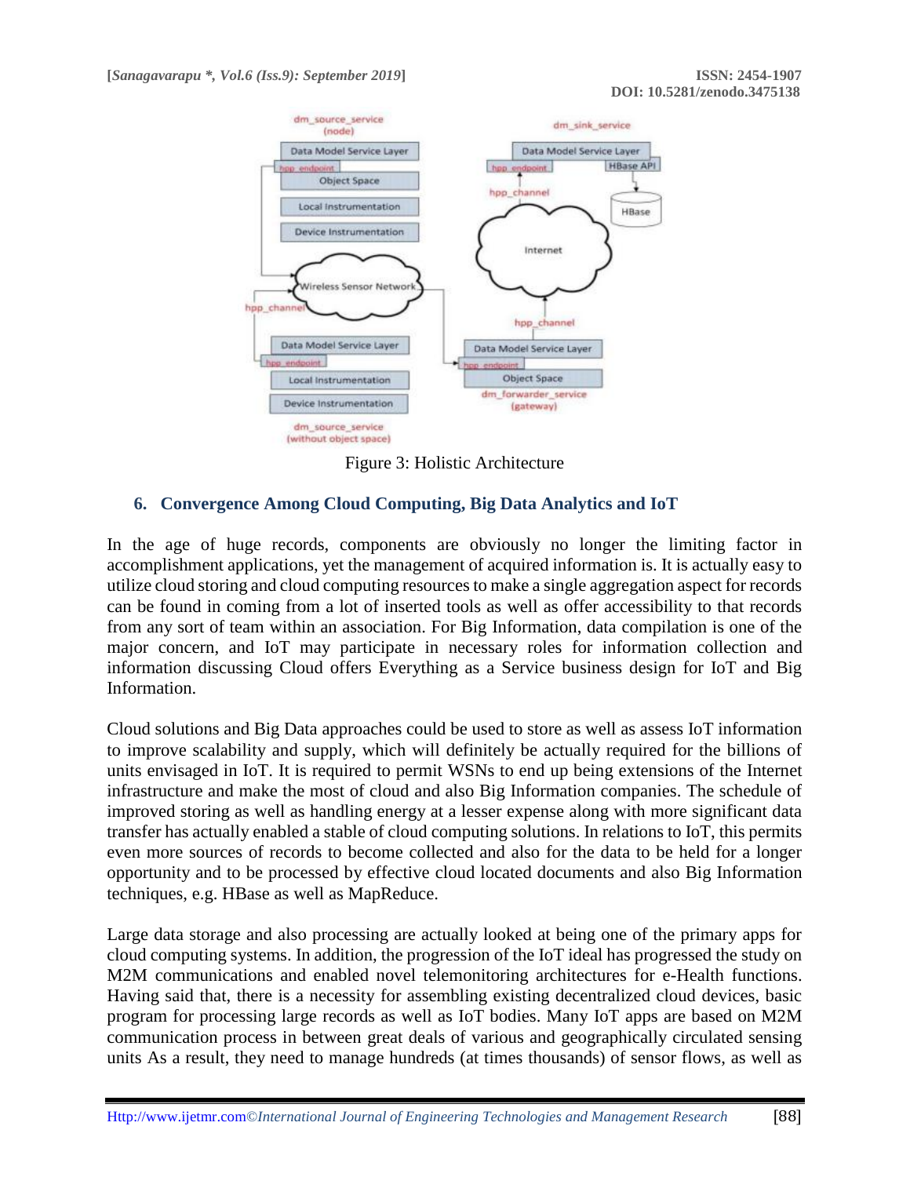Figure 3: Holistic Architecture

## 6. Convergence Among Cloud Computing, Big Data Analytics and IoT

In the age of huge records, components are obviously no longer the limiting factor in accomplishment applications, yet the management of acquired information is. It is actually easy to utilize cloud storing and cloud computing resources to make a single aggregation aspect for records can be found in coming from a lot of inserted tools as well as offer accessibility to that records from any sort of team within an association. For Big Information, data compilation is one of the major concern, and IoT may participate in necessary roles for information collection and information discussing Cloud offers Everything as a Service business design for IoT and Big Information.

Cloud solutions and Big Data approaches could be used to store as well as assess IoT information to improve scalability and supply, which will definitely be actually required for the billions of units envisaged in IoT. It is required to permit WSNs to end up being extensions of the Internet infrastructure and make the most of cloud and also Big Information companies. The schedule of improved storing as well as handling energy at a lesser expense along with more significant data transfer has actually enabled a stable of cloud computing solutions. In relations to IoT, this permits even more sources of records to become collected and also for the data to be held for a longer opportunity and to be processed by effective cloud located documents and also Big Information techniques, e.g. HBase as well as MapReduce.

Large data storage and also processing are actually looked at being one of the primary apps for cloud computing systems. In addition, the progression of the IoT ideal has progressed the study on M2M communications and enabled novel telemonitoring architectures for e-Health functions. Having said that, there is a necessity for assembling existing decentralized cloud devices, basic program for processing large records as well as IoT bodies. Many IoT apps are based on M2M communication process in between great deals of various and geographically circulated sensing units As a result, they need to manage hundreds (at times thousands) of sensor flows, as well as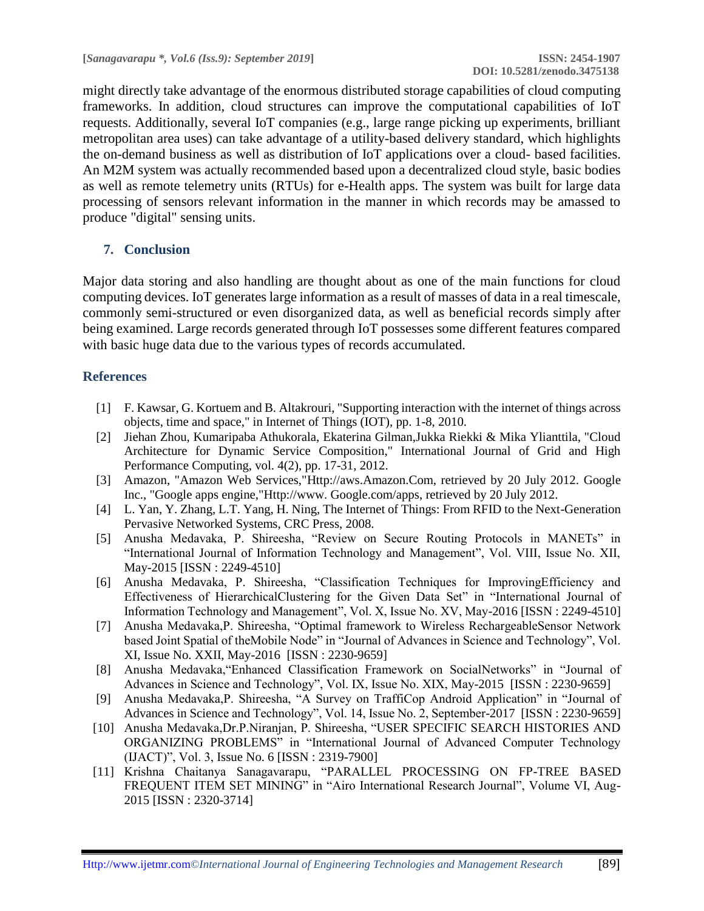might directly take advantage of the enormous distributed storage capabilities of cloud computing frameworks. In addition, cloud structures can improve the computational capabilities of IoT requests. Additionally, several IoT companies (e.g., large range picking up experiments, brilliant metropolitan area uses) can take advantage of a utility-based delivery standard, which highlights the on-demand business as well as distribution of IoT applications over a cloud- based facilities. An M2M system was actually recommended based upon a decentralized cloud style, basic bodies as well as remote telemetry units (RTUs) for e-Health apps. The system was built for large data processing of sensors relevant information in the manner in which records may be amassed to produce "digital" sensing units.

## 7. Conclusion

Major data storing and also handling are thought about as one of the main functions for cloud computing devices. IoT generates large information as a result of masses of data in a real timescale, commonly semi-structured or even disorganized data, as well as beneficial records simply after being examined. Large records generated through IoT possesses some different features compared with basic huge data due to the various types of records accumulated.

## References

[1] F. Kawsar, G. Kortuem and B. Altakrouri, "Supporting interaction with the internet of things across objects, time and space," in Internet of Things (IOT), pp. 1-8, 2010.

[2] Jiehan Zhou, Kumaripaba Athukorala, Ekaterina Gilman,Jukka Riekki & Mika Ylianttila, "Cloud Architecture for Dynamic Service Composition," International Journal of Grid and High Performance Computing, vol. 4(2), pp. 17-31, 2012.

[3] Amazon, "Amazon Web Services,"Http://aws.Amazon.Com, retrieved by 20 July 2012. Google Inc., "Google apps engine,"Http://www. Google.com/apps, retrieved by 20 July 2012.

[4] L. Yan, Y. Zhang, L.T. Yang, H. Ning, The Internet of Things: From RFID to the Next-Generation Pervasive Networked Systems, CRC Press, 2008.

[5] Anusha Medavaka, P. Shireesha, "Review on Secure Routing Protocols in MANETs" in "International Journal of Information Technology and Management", Vol. VIII, Issue No. XII, May-2015 [ISSN : 2249-4510]

[6] Anusha Medavaka, P. Shireesha, "Classification Techniques for ImprovingEfficiency and Effectiveness of HierarchicalClustering for the Given Data Set" in "International Journal of Information Technology and Management", Vol. X, Issue No. XV, May-2016 [ISSN : 2249-4510]

[7] Anusha Medavaka,P. Shireesha, "Optimal framework to Wireless RechargeableSensor Network based Joint Spatial of theMobile Node" in "Journal of Advances in Science and Technology", Vol. XI, Issue No. XXII, May-2016 [ISSN : 2230-9659]

[8] Anusha Medavaka,"Enhanced Classification Framework on SocialNetworks" in "Journal of Advances in Science and Technology", Vol. IX, Issue No. XIX, May-2015 [ISSN : 2230-9659]

[9] Anusha Medavaka,P. Shireesha, "A Survey on TraffiCop Android Application" in "Journal of Advances in Science and Technology", Vol. 14, Issue No. 2, September-2017 [ISSN : 2230-9659]

[10] Anusha Medavaka,Dr.P.Niranjan, P. Shireesha, "USER SPECIFIC SEARCH HISTORIES AND ORGANIZING PROBLEMS" in "International Journal of Advanced Computer Technology (IJACT)", Vol. 3, Issue No. 6 [ISSN : 2319-7900]

[11] Krishna Chaitanya Sanagavarapu, "PARALLEL PROCESSING ON FP-TREE BASED FREQUENT ITEM SET MINING" in "Airo International Research Journal", Volume VI, Aug-2015 [ISSN : 2320-3714]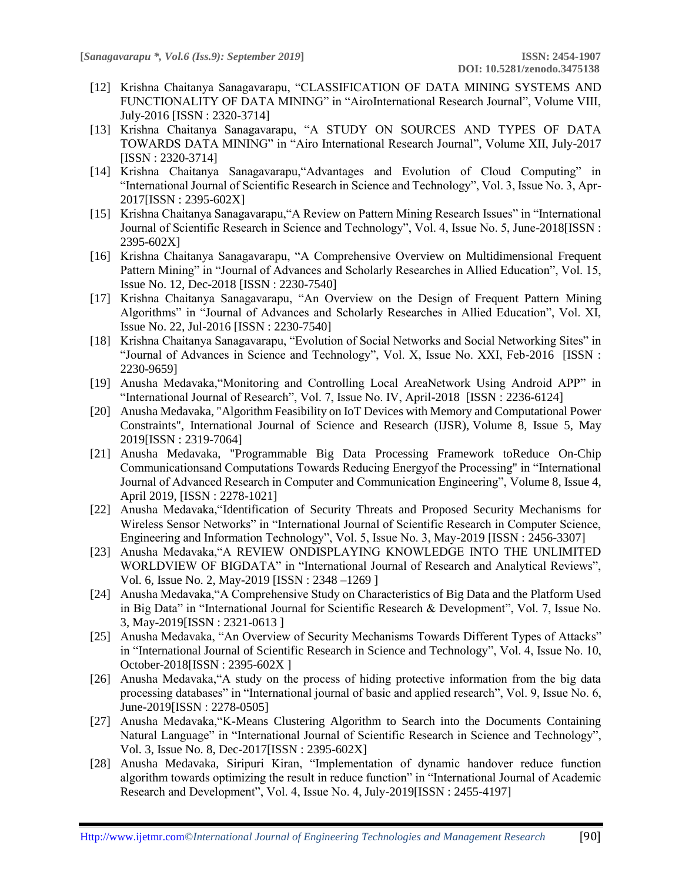[12] Krishna Chaitanya Sanagavarapu, "CLASSIFICATION OF DATA MINING SYSTEMS AND FUNCTIONALITY OF DATA MINING" in "AiroInternational Research Journal", Volume VIII, July-2016 [ISSN : 2320-3714]

[13] Krishna Chaitanya Sanagavarapu, "A STUDY ON SOURCES AND TYPES OF DATA TOWARDS DATA MINING" in "Airo International Research Journal", Volume XII, July-2017 [ISSN : 2320-3714]

[14] Krishna Chaitanya Sanagavarapu,"Advantages and Evolution of Cloud Computing" in "International Journal of Scientific Research in Science and Technology", Vol. 3, Issue No. 3, Apr-2017[ISSN : 2395-602X]

[15] Krishna Chaitanya Sanagavarapu,"A Review on Pattern Mining Research Issues" in "International Journal of Scientific Research in Science and Technology", Vol. 4, Issue No. 5, June-2018[ISSN : 2395-602X]

[16] Krishna Chaitanya Sanagavarapu, "A Comprehensive Overview on Multidimensional Frequent Pattern Mining" in "Journal of Advances and Scholarly Researches in Allied Education", Vol. 15, Issue No. 12, Dec-2018 [ISSN : 2230-7540]

[17] Krishna Chaitanya Sanagavarapu, "An Overview on the Design of Frequent Pattern Mining Algorithms" in "Journal of Advances and Scholarly Researches in Allied Education", Vol. XI, Issue No. 22, Jul-2016 [ISSN : 2230-7540]

[18] Krishna Chaitanya Sanagavarapu, "Evolution of Social Networks and Social Networking Sites" in "Journal of Advances in Science and Technology", Vol. X, Issue No. XXI, Feb-2016 [ISSN : 2230-9659]

[19] Anusha Medavaka,"Monitoring and Controlling Local AreaNetwork Using Android APP" in "International Journal of Research", Vol. 7, Issue No. IV, April-2018 [ISSN : 2236-6124]

[20] Anusha Medavaka, "Algorithm Feasibility on IoT Devices with Memory and Computational Power Constraints", International Journal of Science and Research (IJSR), Volume 8, Issue 5, May 2019[ISSN : 2319-7064]

[21] Anusha Medavaka, "Programmable Big Data Processing Framework toReduce On-Chip Communicationsand Computations Towards Reducing Energyof the Processing" in "International Journal of Advanced Research in Computer and Communication Engineering", Volume 8, Issue 4, April 2019, [ISSN : 2278-1021]

[22] Anusha Medavaka,"Identification of Security Threats and Proposed Security Mechanisms for Wireless Sensor Networks" in "International Journal of Scientific Research in Computer Science, Engineering and Information Technology", Vol. 5, Issue No. 3, May-2019 [ISSN : 2456-3307]

[23] Anusha Medavaka,"A REVIEW ONDISPLAYING KNOWLEDGE INTO THE UNLIMITED WORLDVIEW OF BIGDATA" in "International Journal of Research and Analytical Reviews", Vol. 6, Issue No. 2, May-2019 [ISSN : 2348 –1269 ]

[24] Anusha Medavaka,"A Comprehensive Study on Characteristics of Big Data and the Platform Used in Big Data" in "International Journal for Scientific Research & Development", Vol. 7, Issue No. 3, May-2019[ISSN : 2321-0613 ]

[25] Anusha Medavaka, "An Overview of Security Mechanisms Towards Different Types of Attacks" in "International Journal of Scientific Research in Science and Technology", Vol. 4, Issue No. 10, October-2018[ISSN : 2395-602X ]

[26] Anusha Medavaka,"A study on the process of hiding protective information from the big data processing databases" in "International journal of basic and applied research", Vol. 9, Issue No. 6, June-2019[ISSN : 2278-0505]

[27] Anusha Medavaka,"K-Means Clustering Algorithm to Search into the Documents Containing Natural Language" in "International Journal of Scientific Research in Science and Technology", Vol. 3, Issue No. 8, Dec-2017[ISSN : 2395-602X]

[28] Anusha Medavaka, Siripuri Kiran, "Implementation of dynamic handover reduce function algorithm towards optimizing the result in reduce function" in "International Journal of Academic Research and Development", Vol. 4, Issue No. 4, July-2019[ISSN : 2455-4197]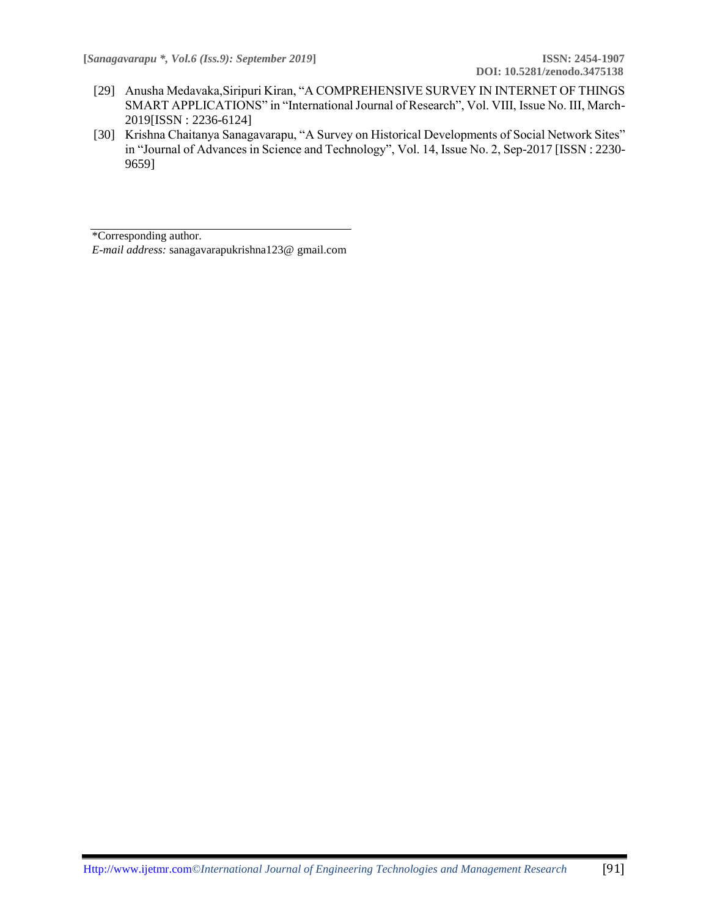[29] Anusha Medavaka,Siripuri Kiran, "A COMPREHENSIVE SURVEY IN INTERNET OF THINGS SMART APPLICATIONS" in "International Journal of Research", Vol. VIII, Issue No. III, March-2019[ISSN : 2236-6124]

[30] Krishna Chaitanya Sanagavarapu, "A Survey on Historical Developments of Social Network Sites" in "Journal of Advances in Science and Technology", Vol. 14, Issue No. 2, Sep-2017 [ISSN : 2230-9659]

---

*Corresponding author.

*E-mail address:* sanagavarapukrishna123@ gmail.com